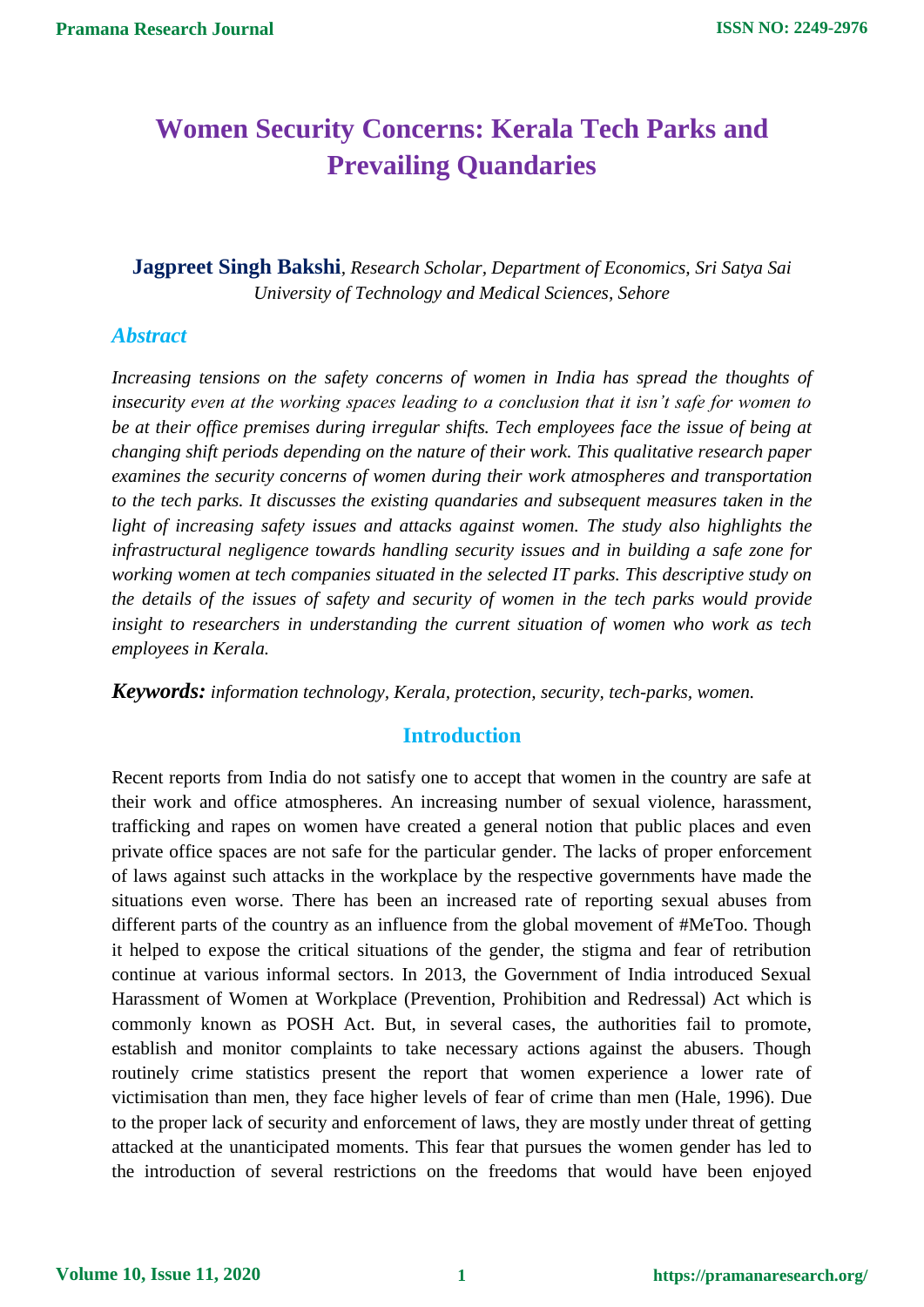# Women Security Concerns: Kerala Tech Parks and Prevailing Quandaries

**Jagpreet Singh Bakshi**, *Research Scholar, Department of Economics, Sri Satya Sai University of Technology and Medical Sciences, Sehore*

## *Abstract*

*Increasing tensions on the safety concerns of women in India has spread the thoughts of insecurity even at the working spaces leading to a conclusion that it isn't safe for women to be at their office premises during irregular shifts. Tech employees face the issue of being at changing shift periods depending on the nature of their work. This qualitative research paper examines the security concerns of women during their work atmospheres and transportation to the tech parks. It discusses the existing quandaries and subsequent measures taken in the light of increasing safety issues and attacks against women. The study also highlights the infrastructural negligence towards handling security issues and in building a safe zone for working women at tech companies situated in the selected IT parks. This descriptive study on the details of the issues of safety and security of women in the tech parks would provide insight to researchers in understanding the current situation of women who work as tech employees in Kerala.*

***Keywords:*** *information technology, Kerala, protection, security, tech-parks, women.*

## Introduction

Recent reports from India do not satisfy one to accept that women in the country are safe at their work and office atmospheres. An increasing number of sexual violence, harassment, trafficking and rapes on women have created a general notion that public places and even private office spaces are not safe for the particular gender. The lacks of proper enforcement of laws against such attacks in the workplace by the respective governments have made the situations even worse. There has been an increased rate of reporting sexual abuses from different parts of the country as an influence from the global movement of #MeToo. Though it helped to expose the critical situations of the gender, the stigma and fear of retribution continue at various informal sectors. In 2013, the Government of India introduced Sexual Harassment of Women at Workplace (Prevention, Prohibition and Redressal) Act which is commonly known as POSH Act. But, in several cases, the authorities fail to promote, establish and monitor complaints to take necessary actions against the abusers. Though routinely crime statistics present the report that women experience a lower rate of victimisation than men, they face higher levels of fear of crime than men (Hale, 1996). Due to the proper lack of security and enforcement of laws, they are mostly under threat of getting attacked at the unanticipated moments. This fear that pursues the women gender has led to the introduction of several restrictions on the freedoms that would have been enjoyed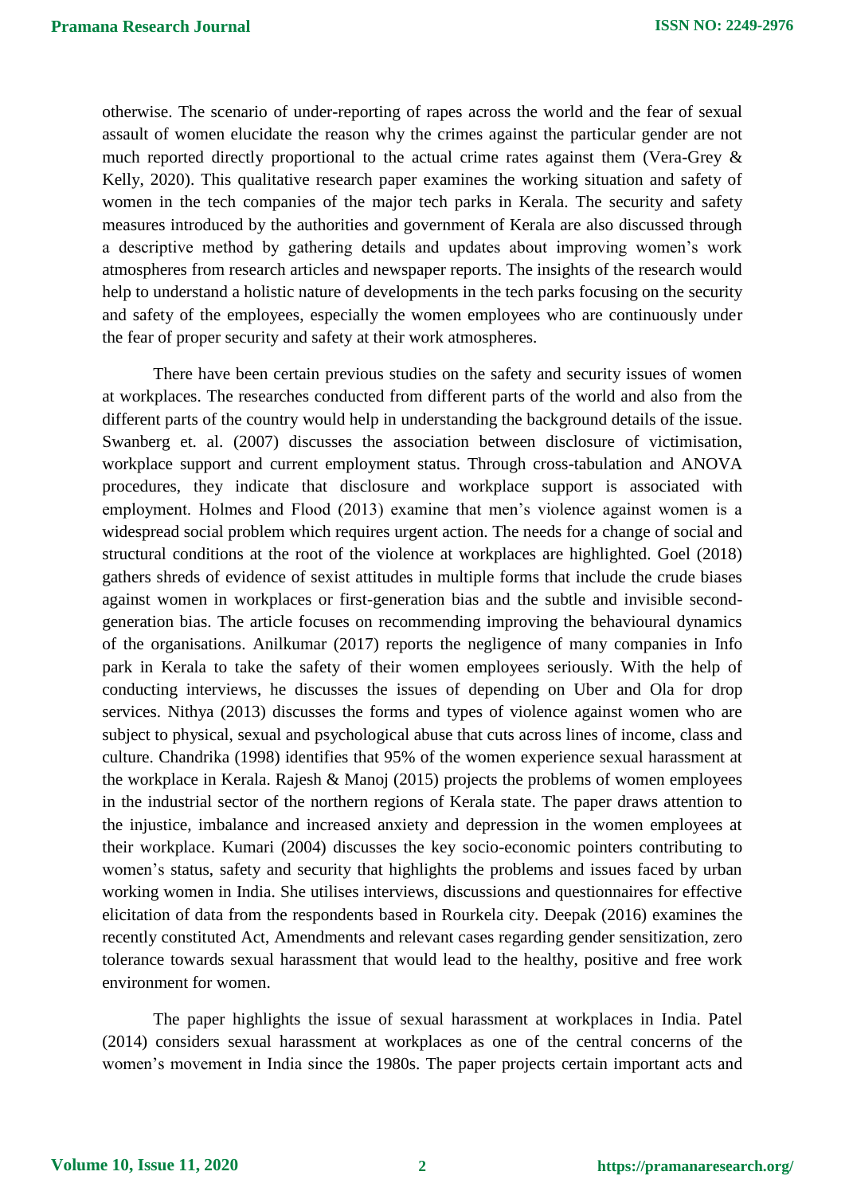otherwise. The scenario of under-reporting of rapes across the world and the fear of sexual assault of women elucidate the reason why the crimes against the particular gender are not much reported directly proportional to the actual crime rates against them (Vera-Grey & Kelly, 2020). This qualitative research paper examines the working situation and safety of women in the tech companies of the major tech parks in Kerala. The security and safety measures introduced by the authorities and government of Kerala are also discussed through a descriptive method by gathering details and updates about improving women's work atmospheres from research articles and newspaper reports. The insights of the research would help to understand a holistic nature of developments in the tech parks focusing on the security and safety of the employees, especially the women employees who are continuously under the fear of proper security and safety at their work atmospheres.

There have been certain previous studies on the safety and security issues of women at workplaces. The researches conducted from different parts of the world and also from the different parts of the country would help in understanding the background details of the issue. Swanberg et. al. (2007) discusses the association between disclosure of victimisation, workplace support and current employment status. Through cross-tabulation and ANOVA procedures, they indicate that disclosure and workplace support is associated with employment. Holmes and Flood (2013) examine that men's violence against women is a widespread social problem which requires urgent action. The needs for a change of social and structural conditions at the root of the violence at workplaces are highlighted. Goel (2018) gathers shreds of evidence of sexist attitudes in multiple forms that include the crude biases against women in workplaces or first-generation bias and the subtle and invisible second-generation bias. The article focuses on recommending improving the behavioural dynamics of the organisations. Anilkumar (2017) reports the negligence of many companies in Info park in Kerala to take the safety of their women employees seriously. With the help of conducting interviews, he discusses the issues of depending on Uber and Ola for drop services. Nithya (2013) discusses the forms and types of violence against women who are subject to physical, sexual and psychological abuse that cuts across lines of income, class and culture. Chandrika (1998) identifies that 95% of the women experience sexual harassment at the workplace in Kerala. Rajesh & Manoj (2015) projects the problems of women employees in the industrial sector of the northern regions of Kerala state. The paper draws attention to the injustice, imbalance and increased anxiety and depression in the women employees at their workplace. Kumari (2004) discusses the key socio-economic pointers contributing to women's status, safety and security that highlights the problems and issues faced by urban working women in India. She utilises interviews, discussions and questionnaires for effective elicitation of data from the respondents based in Rourkela city. Deepak (2016) examines the recently constituted Act, Amendments and relevant cases regarding gender sensitization, zero tolerance towards sexual harassment that would lead to the healthy, positive and free work environment for women.

The paper highlights the issue of sexual harassment at workplaces in India. Patel (2014) considers sexual harassment at workplaces as one of the central concerns of the women's movement in India since the 1980s. The paper projects certain important acts and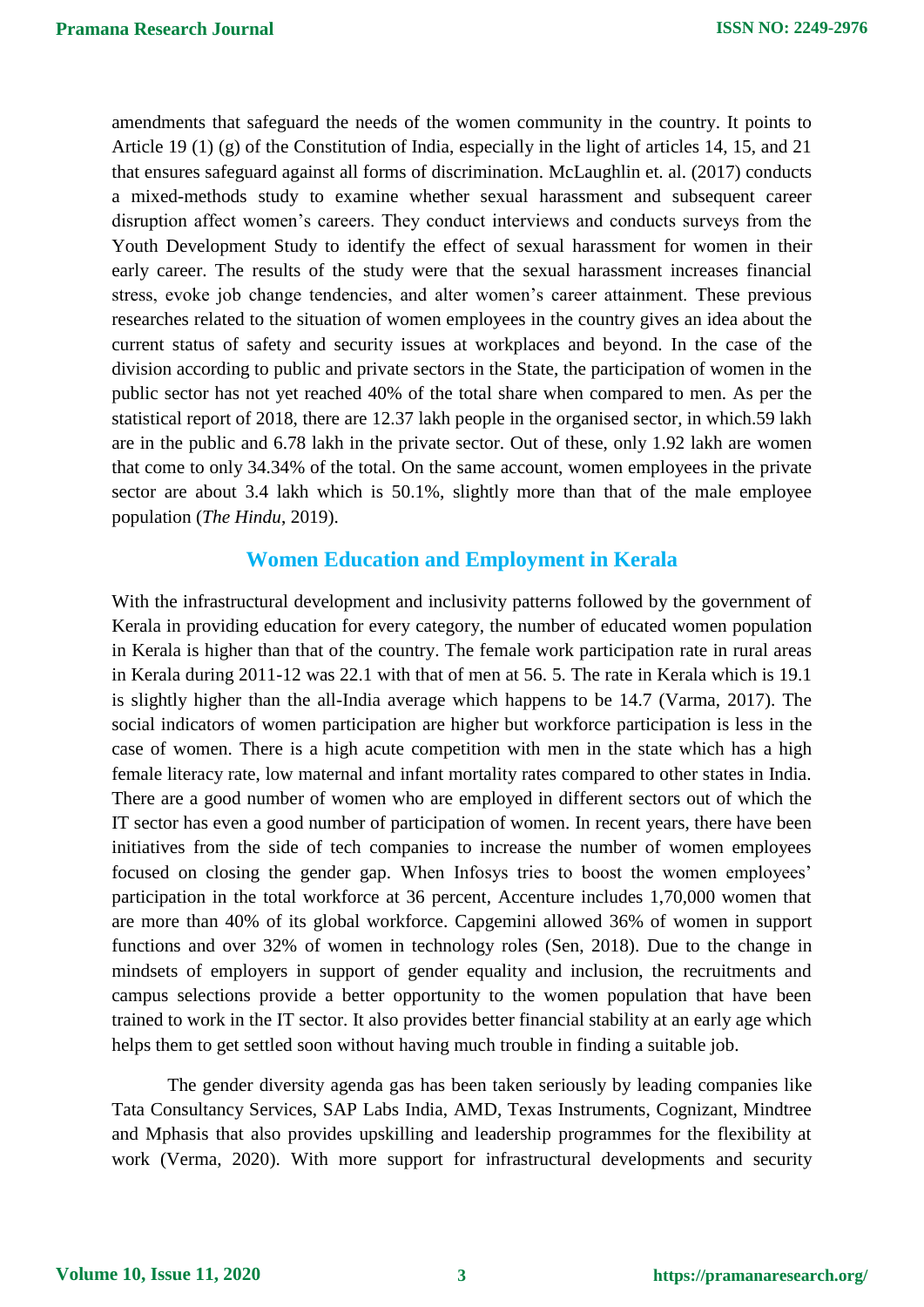amendments that safeguard the needs of the women community in the country. It points to Article 19 (1) (g) of the Constitution of India, especially in the light of articles 14, 15, and 21 that ensures safeguard against all forms of discrimination. McLaughlin et. al. (2017) conducts a mixed-methods study to examine whether sexual harassment and subsequent career disruption affect women's careers. They conduct interviews and conducts surveys from the Youth Development Study to identify the effect of sexual harassment for women in their early career. The results of the study were that the sexual harassment increases financial stress, evoke job change tendencies, and alter women's career attainment. These previous researches related to the situation of women employees in the country gives an idea about the current status of safety and security issues at workplaces and beyond. In the case of the division according to public and private sectors in the State, the participation of women in the public sector has not yet reached 40% of the total share when compared to men. As per the statistical report of 2018, there are 12.37 lakh people in the organised sector, in which.59 lakh are in the public and 6.78 lakh in the private sector. Out of these, only 1.92 lakh are women that come to only 34.34% of the total. On the same account, women employees in the private sector are about 3.4 lakh which is 50.1%, slightly more than that of the male employee population (*The Hindu*, 2019).

## Women Education and Employment in Kerala

With the infrastructural development and inclusivity patterns followed by the government of Kerala in providing education for every category, the number of educated women population in Kerala is higher than that of the country. The female work participation rate in rural areas in Kerala during 2011-12 was 22.1 with that of men at 56. 5. The rate in Kerala which is 19.1 is slightly higher than the all-India average which happens to be 14.7 (Varma, 2017). The social indicators of women participation are higher but workforce participation is less in the case of women. There is a high acute competition with men in the state which has a high female literacy rate, low maternal and infant mortality rates compared to other states in India. There are a good number of women who are employed in different sectors out of which the IT sector has even a good number of participation of women. In recent years, there have been initiatives from the side of tech companies to increase the number of women employees focused on closing the gender gap. When Infosys tries to boost the women employees' participation in the total workforce at 36 percent, Accenture includes 1,70,000 women that are more than 40% of its global workforce. Capgemini allowed 36% of women in support functions and over 32% of women in technology roles (Sen, 2018). Due to the change in mindsets of employers in support of gender equality and inclusion, the recruitments and campus selections provide a better opportunity to the women population that have been trained to work in the IT sector. It also provides better financial stability at an early age which helps them to get settled soon without having much trouble in finding a suitable job.

The gender diversity agenda gas has been taken seriously by leading companies like Tata Consultancy Services, SAP Labs India, AMD, Texas Instruments, Cognizant, Mindtree and Mphasis that also provides upskilling and leadership programmes for the flexibility at work (Verma, 2020). With more support for infrastructural developments and security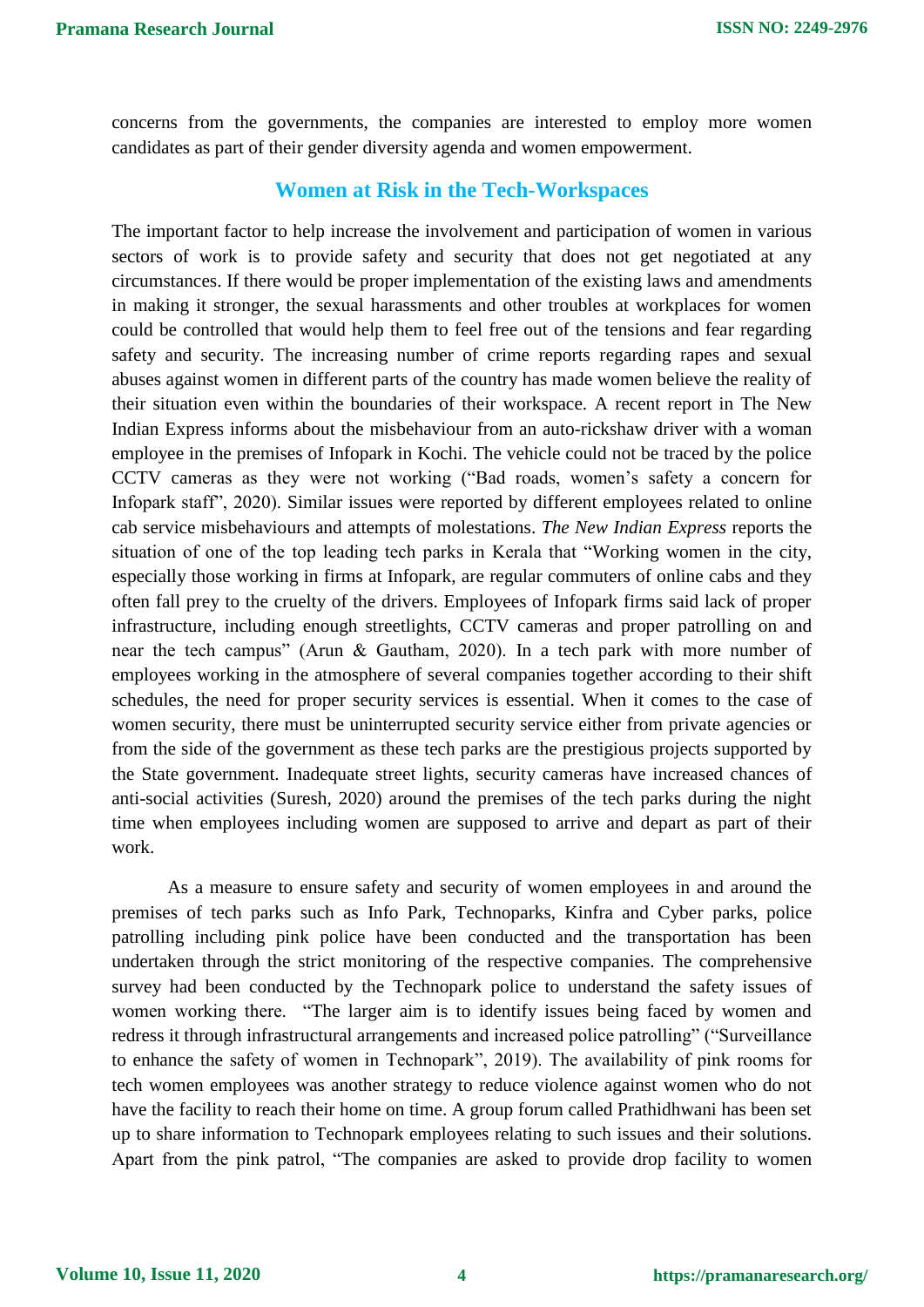concerns from the governments, the companies are interested to employ more women candidates as part of their gender diversity agenda and women empowerment.

## Women at Risk in the Tech-Workspaces

The important factor to help increase the involvement and participation of women in various sectors of work is to provide safety and security that does not get negotiated at any circumstances. If there would be proper implementation of the existing laws and amendments in making it stronger, the sexual harassments and other troubles at workplaces for women could be controlled that would help them to feel free out of the tensions and fear regarding safety and security. The increasing number of crime reports regarding rapes and sexual abuses against women in different parts of the country has made women believe the reality of their situation even within the boundaries of their workspace. A recent report in The New Indian Express informs about the misbehaviour from an auto-rickshaw driver with a woman employee in the premises of Infopark in Kochi. The vehicle could not be traced by the police CCTV cameras as they were not working ("Bad roads, women's safety a concern for Infopark staff", 2020). Similar issues were reported by different employees related to online cab service misbehaviours and attempts of molestations. *The New Indian Express* reports the situation of one of the top leading tech parks in Kerala that "Working women in the city, especially those working in firms at Infopark, are regular commuters of online cabs and they often fall prey to the cruelty of the drivers. Employees of Infopark firms said lack of proper infrastructure, including enough streetlights, CCTV cameras and proper patrolling on and near the tech campus" (Arun & Gautham, 2020). In a tech park with more number of employees working in the atmosphere of several companies together according to their shift schedules, the need for proper security services is essential. When it comes to the case of women security, there must be uninterrupted security service either from private agencies or from the side of the government as these tech parks are the prestigious projects supported by the State government. Inadequate street lights, security cameras have increased chances of anti-social activities (Suresh, 2020) around the premises of the tech parks during the night time when employees including women are supposed to arrive and depart as part of their work.

As a measure to ensure safety and security of women employees in and around the premises of tech parks such as Info Park, Technoparks, Kinfra and Cyber parks, police patrolling including pink police have been conducted and the transportation has been undertaken through the strict monitoring of the respective companies. The comprehensive survey had been conducted by the Technopark police to understand the safety issues of women working there. "The larger aim is to identify issues being faced by women and redress it through infrastructural arrangements and increased police patrolling" ("Surveillance to enhance the safety of women in Technopark", 2019). The availability of pink rooms for tech women employees was another strategy to reduce violence against women who do not have the facility to reach their home on time. A group forum called Prathidhwani has been set up to share information to Technopark employees relating to such issues and their solutions. Apart from the pink patrol, "The companies are asked to provide drop facility to women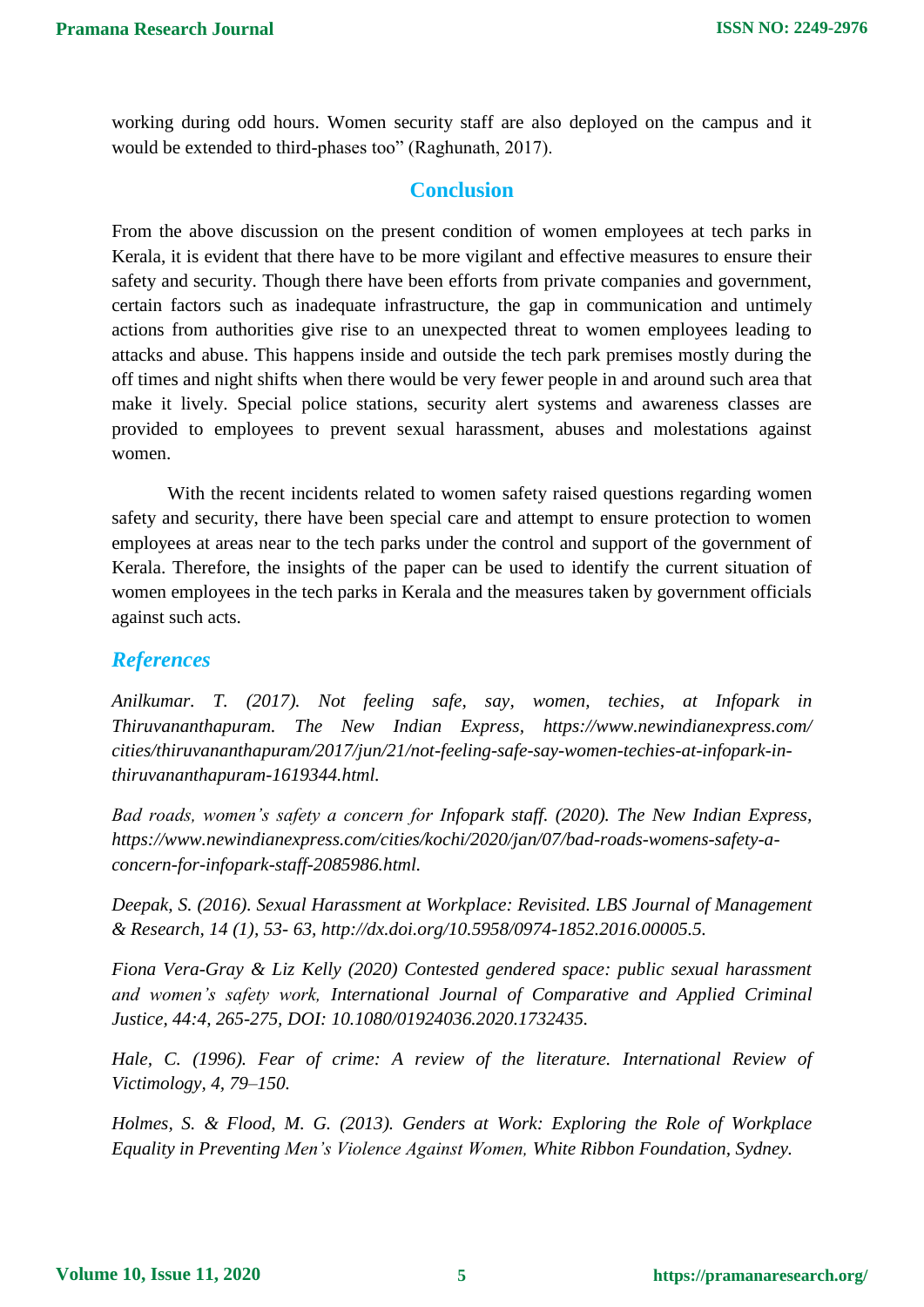working during odd hours. Women security staff are also deployed on the campus and it would be extended to third-phases too" (Raghunath, 2017).

## Conclusion

From the above discussion on the present condition of women employees at tech parks in Kerala, it is evident that there have to be more vigilant and effective measures to ensure their safety and security. Though there have been efforts from private companies and government, certain factors such as inadequate infrastructure, the gap in communication and untimely actions from authorities give rise to an unexpected threat to women employees leading to attacks and abuse. This happens inside and outside the tech park premises mostly during the off times and night shifts when there would be very fewer people in and around such area that make it lively. Special police stations, security alert systems and awareness classes are provided to employees to prevent sexual harassment, abuses and molestations against women.

With the recent incidents related to women safety raised questions regarding women safety and security, there have been special care and attempt to ensure protection to women employees at areas near to the tech parks under the control and support of the government of Kerala. Therefore, the insights of the paper can be used to identify the current situation of women employees in the tech parks in Kerala and the measures taken by government officials against such acts.

## *References*

*Anilkumar. T. (2017). Not feeling safe, say, women, techies, at Infopark in Thiruvananthapuram. The New Indian Express, https://www.newindianexpress.com/cities/thiruvananthapuram/2017/jun/21/not-feeling-safe-say-women-techies-at-infopark-in-thiruvananthapuram-1619344.html.*

*Bad roads, women's safety a concern for Infopark staff. (2020). The New Indian Express, https://www.newindianexpress.com/cities/kochi/2020/jan/07/bad-roads-womens-safety-a-concern-for-infopark-staff-2085986.html.*

*Deepak, S. (2016). Sexual Harassment at Workplace: Revisited. LBS Journal of Management & Research, 14 (1), 53- 63, http://dx.doi.org/10.5958/0974-1852.2016.00005.5.*

*Fiona Vera-Gray & Liz Kelly (2020) Contested gendered space: public sexual harassment and women's safety work, International Journal of Comparative and Applied Criminal Justice, 44:4, 265-275, DOI: 10.1080/01924036.2020.1732435.*

*Hale, C. (1996). Fear of crime: A review of the literature. International Review of Victimology, 4, 79–150.*

*Holmes, S. & Flood, M. G. (2013). Genders at Work: Exploring the Role of Workplace Equality in Preventing Men's Violence Against Women, White Ribbon Foundation, Sydney.*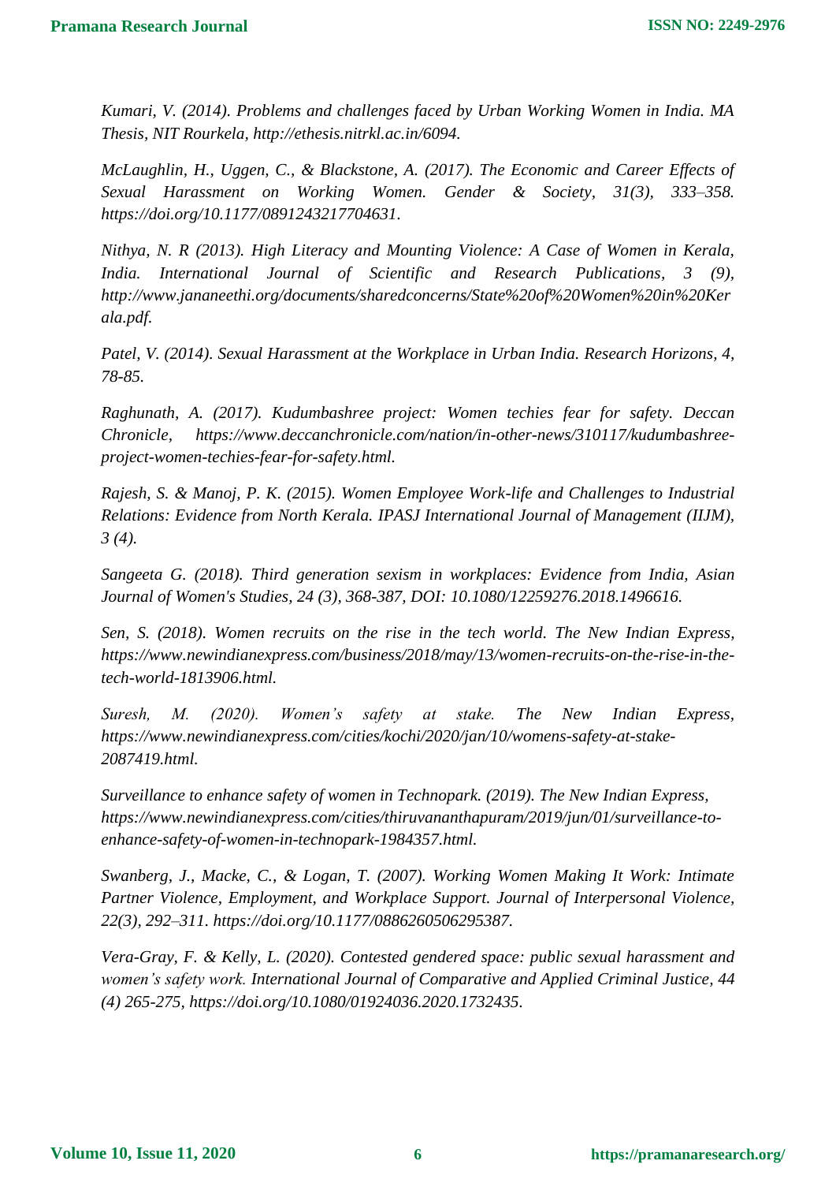*Kumari, V. (2014). Problems and challenges faced by Urban Working Women in India. MA Thesis, NIT Rourkela, http://ethesis.nitrkl.ac.in/6094.*

*McLaughlin, H., Uggen, C., & Blackstone, A. (2017). The Economic and Career Effects of Sexual Harassment on Working Women. Gender & Society, 31(3), 333–358. https://doi.org/10.1177/0891243217704631.*

*Nithya, N. R (2013). High Literacy and Mounting Violence: A Case of Women in Kerala, India. International Journal of Scientific and Research Publications, 3 (9), http://www.jananeethi.org/documents/sharedconcerns/State%20of%20Women%20in%20Kerala.pdf.*

*Patel, V. (2014). Sexual Harassment at the Workplace in Urban India. Research Horizons, 4, 78-85.*

*Raghunath, A. (2017). Kudumbashree project: Women techies fear for safety. Deccan Chronicle, https://www.deccanchronicle.com/nation/in-other-news/310117/kudumbashree-project-women-techies-fear-for-safety.html.*

*Rajesh, S. & Manoj, P. K. (2015). Women Employee Work-life and Challenges to Industrial Relations: Evidence from North Kerala. IPASJ International Journal of Management (IIJM), 3 (4).*

*Sangeeta G. (2018). Third generation sexism in workplaces: Evidence from India, Asian Journal of Women's Studies, 24 (3), 368-387, DOI: 10.1080/12259276.2018.1496616.*

*Sen, S. (2018). Women recruits on the rise in the tech world. The New Indian Express, https://www.newindianexpress.com/business/2018/may/13/women-recruits-on-the-rise-in-the-tech-world-1813906.html.*

*Suresh, M. (2020). Women's safety at stake. The New Indian Express, https://www.newindianexpress.com/cities/kochi/2020/jan/10/womens-safety-at-stake-2087419.html.*

*Surveillance to enhance safety of women in Technopark. (2019). The New Indian Express, https://www.newindianexpress.com/cities/thiruvananthapuram/2019/jun/01/surveillance-to-enhance-safety-of-women-in-technopark-1984357.html.*

*Swanberg, J., Macke, C., & Logan, T. (2007). Working Women Making It Work: Intimate Partner Violence, Employment, and Workplace Support. Journal of Interpersonal Violence, 22(3), 292–311. https://doi.org/10.1177/0886260506295387.*

*Vera-Gray, F. & Kelly, L. (2020). Contested gendered space: public sexual harassment and women's safety work. International Journal of Comparative and Applied Criminal Justice, 44 (4) 265-275, https://doi.org/10.1080/01924036.2020.1732435.*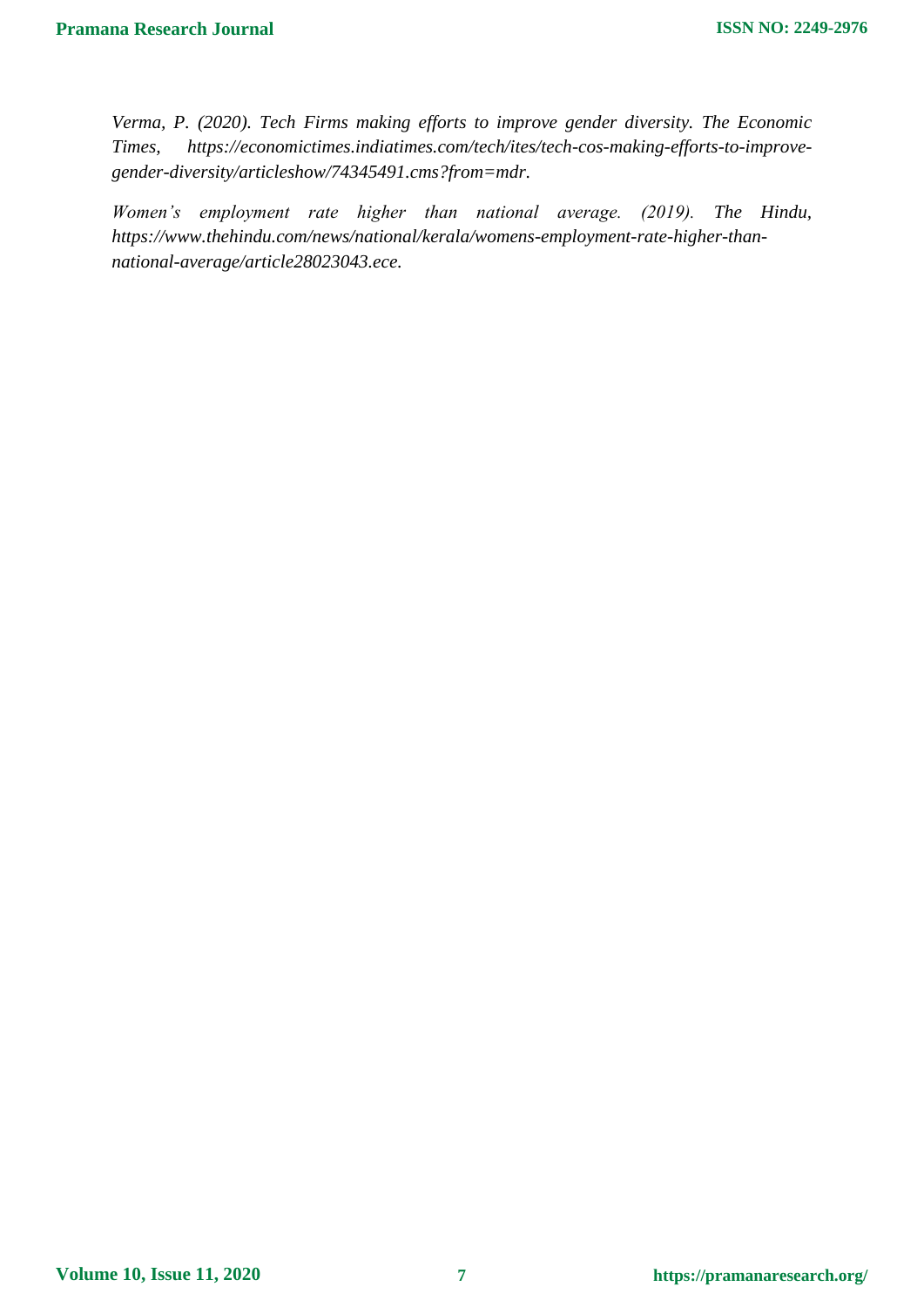*Verma, P. (2020). Tech Firms making efforts to improve gender diversity. The Economic Times, https://economictimes.indiatimes.com/tech/ites/tech-cos-making-efforts-to-improve-gender-diversity/articleshow/74345491.cms?from=mdr.*

*Women's employment rate higher than national average. (2019). The Hindu, https://www.thehindu.com/news/national/kerala/womens-employment-rate-higher-than-national-average/article28023043.ece.*